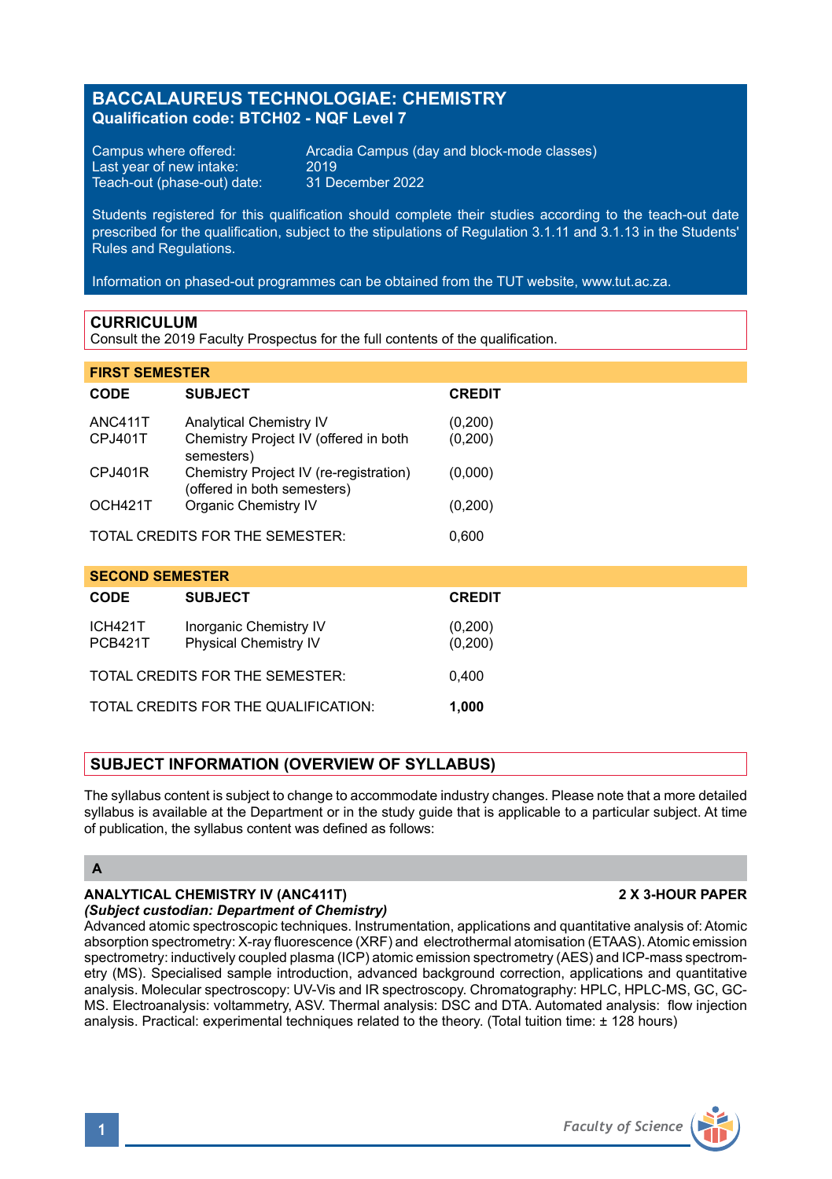# BACCALAUREUS TECHNOLOGIAE: CHEMISTRY

**Qualification code: BTCH02 - NQF Level 7**

Campus where offered: Arcadia Campus (day and block-mode classes)
Last year of new intake: 2019
Teach-out (phase-out) date: 31 December 2022

Students registered for this qualification should complete their studies according to the teach-out date prescribed for the qualification, subject to the stipulations of Regulation 3.1.11 and 3.1.13 in the Students' Rules and Regulations.

Information on phased-out programmes can be obtained from the TUT website, www.tut.ac.za.

## CURRICULUM

Consult the 2019 Faculty Prospectus for the full contents of the qualification.

### FIRST SEMESTER

| CODE | SUBJECT | CREDIT |
|---|---|---|
| ANC411T | Analytical Chemistry IV | (0,200) |
| CPJ401T | Chemistry Project IV (offered in both semesters) | (0,200) |
| CPJ401R | Chemistry Project IV (re-registration) (offered in both semesters) | (0,000) |
| OCH421T | Organic Chemistry IV | (0,200) |
| | TOTAL CREDITS FOR THE SEMESTER: | 0,600 |

### SECOND SEMESTER

| CODE | SUBJECT | CREDIT |
|---|---|---|
| ICH421T | Inorganic Chemistry IV | (0,200) |
| PCB421T | Physical Chemistry IV | (0,200) |
| | TOTAL CREDITS FOR THE SEMESTER: | 0,400 |
| | TOTAL CREDITS FOR THE QUALIFICATION: | **1,000** |

## SUBJECT INFORMATION (OVERVIEW OF SYLLABUS)

The syllabus content is subject to change to accommodate industry changes. Please note that a more detailed syllabus is available at the Department or in the study guide that is applicable to a particular subject. At time of publication, the syllabus content was defined as follows:

### A

**ANALYTICAL CHEMISTRY IV (ANC411T)** **2 X 3-HOUR PAPER**
***(Subject custodian: Department of Chemistry)***
Advanced atomic spectroscopic techniques. Instrumentation, applications and quantitative analysis of: Atomic absorption spectrometry: X-ray fluorescence (XRF) and electrothermal atomisation (ETAAS). Atomic emission spectrometry: inductively coupled plasma (ICP) atomic emission spectrometry (AES) and ICP-mass spectrometry (MS). Specialised sample introduction, advanced background correction, applications and quantitative analysis. Molecular spectroscopy: UV-Vis and IR spectroscopy. Chromatography: HPLC, HPLC-MS, GC, GC-MS. Electroanalysis: voltammetry, ASV. Thermal analysis: DSC and DTA. Automated analysis: flow injection analysis. Practical: experimental techniques related to the theory. (Total tuition time: ± 128 hours)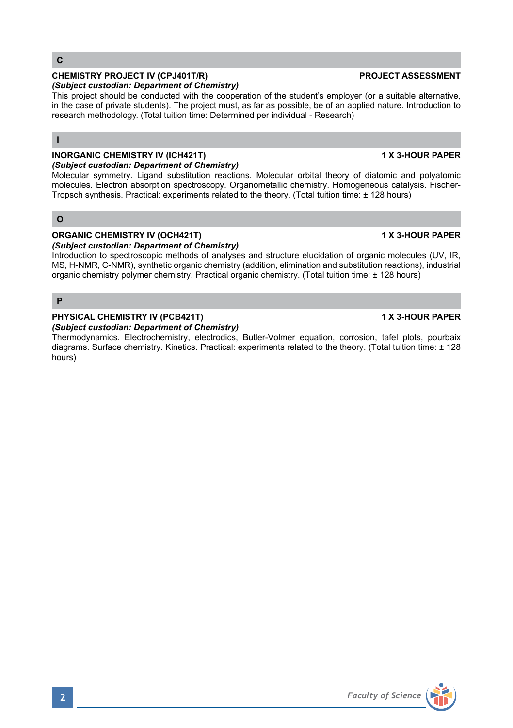## C

**CHEMISTRY PROJECT IV (CPJ401T/R)** **PROJECT ASSESSMENT**

***(Subject custodian: Department of Chemistry)***

This project should be conducted with the cooperation of the student's employer (or a suitable alternative, in the case of private students). The project must, as far as possible, be of an applied nature. Introduction to research methodology. (Total tuition time: Determined per individual - Research)

## I

**INORGANIC CHEMISTRY IV (ICH421T)** **1 X 3-HOUR PAPER**

***(Subject custodian: Department of Chemistry)***

Molecular symmetry. Ligand substitution reactions. Molecular orbital theory of diatomic and polyatomic molecules. Electron absorption spectroscopy. Organometallic chemistry. Homogeneous catalysis. Fischer-Tropsch synthesis. Practical: experiments related to the theory. (Total tuition time: ± 128 hours)

## O

**ORGANIC CHEMISTRY IV (OCH421T)** **1 X 3-HOUR PAPER**

***(Subject custodian: Department of Chemistry)***

Introduction to spectroscopic methods of analyses and structure elucidation of organic molecules (UV, IR, MS, H-NMR, C-NMR), synthetic organic chemistry (addition, elimination and substitution reactions), industrial organic chemistry polymer chemistry. Practical organic chemistry. (Total tuition time: ± 128 hours)

## P

**PHYSICAL CHEMISTRY IV (PCB421T)** **1 X 3-HOUR PAPER**

***(Subject custodian: Department of Chemistry)***

Thermodynamics. Electrochemistry, electrodics, Butler-Volmer equation, corrosion, tafel plots, pourbaix diagrams. Surface chemistry. Kinetics. Practical: experiments related to the theory. (Total tuition time: ± 128 hours)